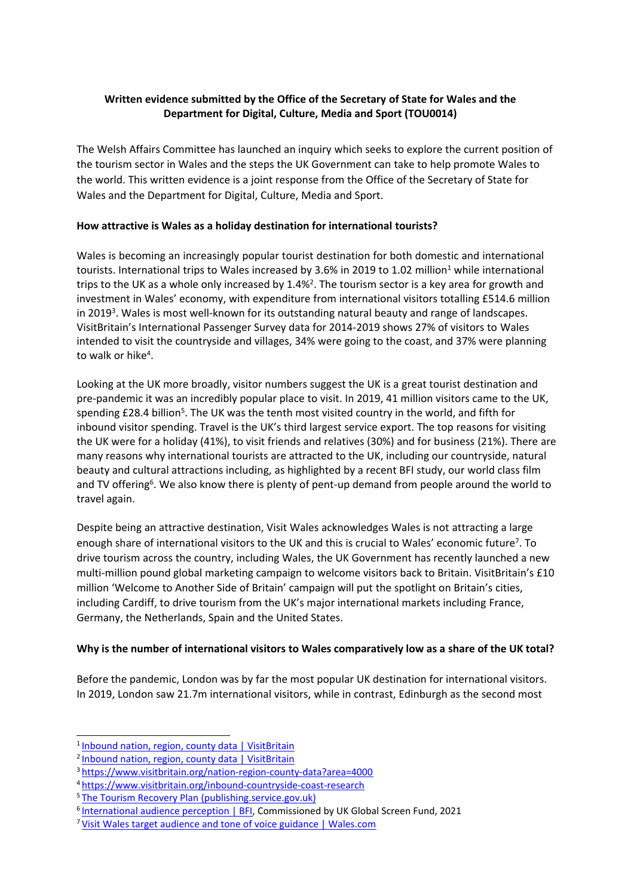**Written evidence submitted by the Office of the Secretary of State for Wales and the Department for Digital, Culture, Media and Sport (TOU0014)**

The Welsh Affairs Committee has launched an inquiry which seeks to explore the current position of the tourism sector in Wales and the steps the UK Government can take to help promote Wales to the world. This written evidence is a joint response from the Office of the Secretary of State for Wales and the Department for Digital, Culture, Media and Sport.

**How attractive is Wales as a holiday destination for international tourists?**

Wales is becoming an increasingly popular tourist destination for both domestic and international tourists. International trips to Wales increased by 3.6% in 2019 to 1.02 million[1] while international trips to the UK as a whole only increased by 1.4%[2]. The tourism sector is a key area for growth and investment in Wales' economy, with expenditure from international visitors totalling £514.6 million in 2019[3]. Wales is most well-known for its outstanding natural beauty and range of landscapes. VisitBritain's International Passenger Survey data for 2014-2019 shows 27% of visitors to Wales intended to visit the countryside and villages, 34% were going to the coast, and 37% were planning to walk or hike[4].

Looking at the UK more broadly, visitor numbers suggest the UK is a great tourist destination and pre-pandemic it was an incredibly popular place to visit. In 2019, 41 million visitors came to the UK, spending £28.4 billion[5]. The UK was the tenth most visited country in the world, and fifth for inbound visitor spending. Travel is the UK's third largest service export. The top reasons for visiting the UK were for a holiday (41%), to visit friends and relatives (30%) and for business (21%). There are many reasons why international tourists are attracted to the UK, including our countryside, natural beauty and cultural attractions including, as highlighted by a recent BFI study, our world class film and TV offering[6]. We also know there is plenty of pent-up demand from people around the world to travel again.

Despite being an attractive destination, Visit Wales acknowledges Wales is not attracting a large enough share of international visitors to the UK and this is crucial to Wales' economic future[7]. To drive tourism across the country, including Wales, the UK Government has recently launched a new multi-million pound global marketing campaign to welcome visitors back to Britain. VisitBritain's £10 million 'Welcome to Another Side of Britain' campaign will put the spotlight on Britain's cities, including Cardiff, to drive tourism from the UK's major international markets including France, Germany, the Netherlands, Spain and the United States.

**Why is the number of international visitors to Wales comparatively low as a share of the UK total?**

Before the pandemic, London was by far the most popular UK destination for international visitors. In 2019, London saw 21.7m international visitors, while in contrast, Edinburgh as the second most

---

[1] Inbound nation, region, county data | VisitBritain

[2] Inbound nation, region, county data | VisitBritain

[3] https://www.visitbritain.org/nation-region-county-data?area=4000

[4] https://www.visitbritain.org/inbound-countryside-coast-research

[5] The Tourism Recovery Plan (publishing.service.gov.uk)

[6] International audience perception | BFI, Commissioned by UK Global Screen Fund, 2021

[7] Visit Wales target audience and tone of voice guidance | Wales.com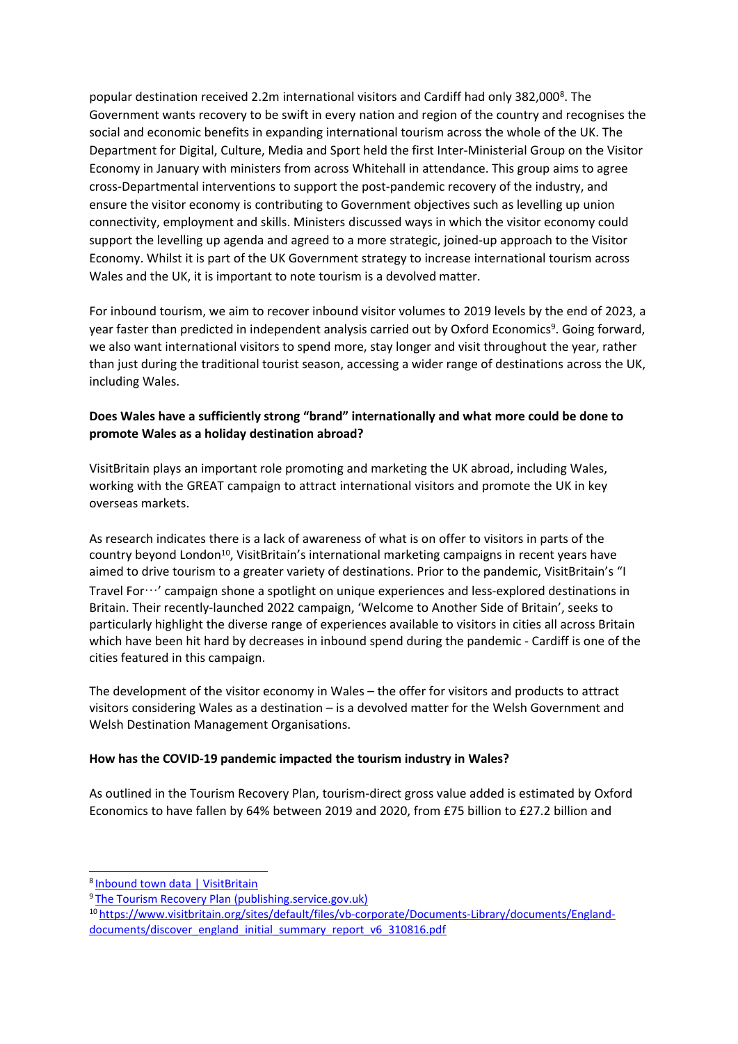popular destination received 2.2m international visitors and Cardiff had only 382,000[8]. The Government wants recovery to be swift in every nation and region of the country and recognises the social and economic benefits in expanding international tourism across the whole of the UK. The Department for Digital, Culture, Media and Sport held the first Inter-Ministerial Group on the Visitor Economy in January with ministers from across Whitehall in attendance. This group aims to agree cross-Departmental interventions to support the post-pandemic recovery of the industry, and ensure the visitor economy is contributing to Government objectives such as levelling up union connectivity, employment and skills. Ministers discussed ways in which the visitor economy could support the levelling up agenda and agreed to a more strategic, joined-up approach to the Visitor Economy. Whilst it is part of the UK Government strategy to increase international tourism across Wales and the UK, it is important to note tourism is a devolved matter.

For inbound tourism, we aim to recover inbound visitor volumes to 2019 levels by the end of 2023, a year faster than predicted in independent analysis carried out by Oxford Economics[9]. Going forward, we also want international visitors to spend more, stay longer and visit throughout the year, rather than just during the traditional tourist season, accessing a wider range of destinations across the UK, including Wales.

**Does Wales have a sufficiently strong "brand" internationally and what more could be done to promote Wales as a holiday destination abroad?**

VisitBritain plays an important role promoting and marketing the UK abroad, including Wales, working with the GREAT campaign to attract international visitors and promote the UK in key overseas markets.

As research indicates there is a lack of awareness of what is on offer to visitors in parts of the country beyond London[10], VisitBritain's international marketing campaigns in recent years have aimed to drive tourism to a greater variety of destinations. Prior to the pandemic, VisitBritain's "I Travel For…' campaign shone a spotlight on unique experiences and less-explored destinations in Britain. Their recently-launched 2022 campaign, 'Welcome to Another Side of Britain', seeks to particularly highlight the diverse range of experiences available to visitors in cities all across Britain which have been hit hard by decreases in inbound spend during the pandemic - Cardiff is one of the cities featured in this campaign.

The development of the visitor economy in Wales – the offer for visitors and products to attract visitors considering Wales as a destination – is a devolved matter for the Welsh Government and Welsh Destination Management Organisations.

**How has the COVID-19 pandemic impacted the tourism industry in Wales?**

As outlined in the Tourism Recovery Plan, tourism-direct gross value added is estimated by Oxford Economics to have fallen by 64% between 2019 and 2020, from £75 billion to £27.2 billion and

---

[8] Inbound town data | VisitBritain

[9] The Tourism Recovery Plan (publishing.service.gov.uk)

[10] https://www.visitbritain.org/sites/default/files/vb-corporate/Documents-Library/documents/England-documents/discover_england_initial_summary_report_v6_310816.pdf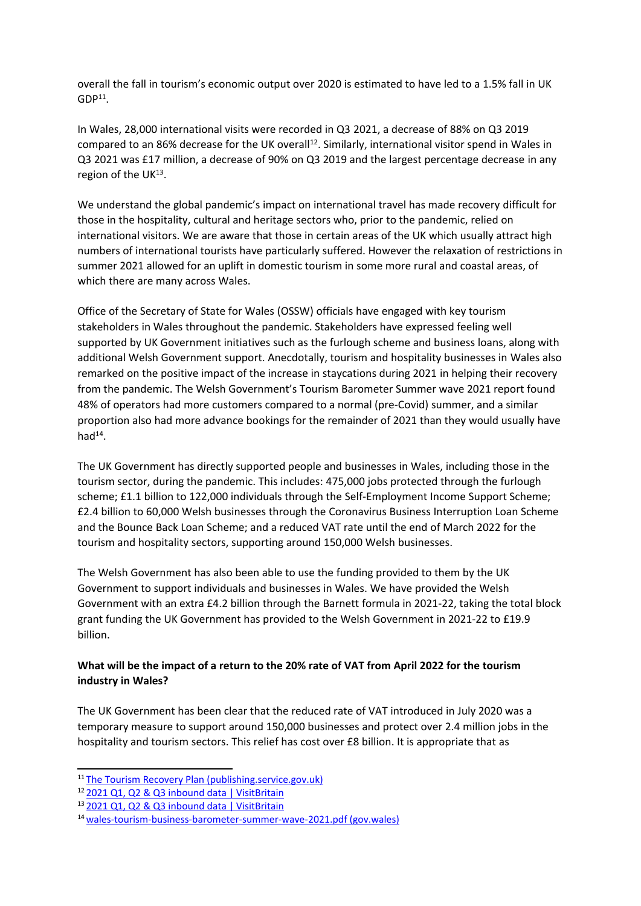overall the fall in tourism's economic output over 2020 is estimated to have led to a 1.5% fall in UK GDP[11].

In Wales, 28,000 international visits were recorded in Q3 2021, a decrease of 88% on Q3 2019 compared to an 86% decrease for the UK overall[12]. Similarly, international visitor spend in Wales in Q3 2021 was £17 million, a decrease of 90% on Q3 2019 and the largest percentage decrease in any region of the UK[13].

We understand the global pandemic's impact on international travel has made recovery difficult for those in the hospitality, cultural and heritage sectors who, prior to the pandemic, relied on international visitors. We are aware that those in certain areas of the UK which usually attract high numbers of international tourists have particularly suffered. However the relaxation of restrictions in summer 2021 allowed for an uplift in domestic tourism in some more rural and coastal areas, of which there are many across Wales.

Office of the Secretary of State for Wales (OSSW) officials have engaged with key tourism stakeholders in Wales throughout the pandemic. Stakeholders have expressed feeling well supported by UK Government initiatives such as the furlough scheme and business loans, along with additional Welsh Government support. Anecdotally, tourism and hospitality businesses in Wales also remarked on the positive impact of the increase in staycations during 2021 in helping their recovery from the pandemic. The Welsh Government's Tourism Barometer Summer wave 2021 report found 48% of operators had more customers compared to a normal (pre-Covid) summer, and a similar proportion also had more advance bookings for the remainder of 2021 than they would usually have had[14].

The UK Government has directly supported people and businesses in Wales, including those in the tourism sector, during the pandemic. This includes: 475,000 jobs protected through the furlough scheme; £1.1 billion to 122,000 individuals through the Self-Employment Income Support Scheme; £2.4 billion to 60,000 Welsh businesses through the Coronavirus Business Interruption Loan Scheme and the Bounce Back Loan Scheme; and a reduced VAT rate until the end of March 2022 for the tourism and hospitality sectors, supporting around 150,000 Welsh businesses.

The Welsh Government has also been able to use the funding provided to them by the UK Government to support individuals and businesses in Wales. We have provided the Welsh Government with an extra £4.2 billion through the Barnett formula in 2021-22, taking the total block grant funding the UK Government has provided to the Welsh Government in 2021-22 to £19.9 billion.

**What will be the impact of a return to the 20% rate of VAT from April 2022 for the tourism industry in Wales?**

The UK Government has been clear that the reduced rate of VAT introduced in July 2020 was a temporary measure to support around 150,000 businesses and protect over 2.4 million jobs in the hospitality and tourism sectors. This relief has cost over £8 billion. It is appropriate that as

---

[11] The Tourism Recovery Plan (publishing.service.gov.uk)

[12] 2021 Q1, Q2 & Q3 inbound data | VisitBritain

[13] 2021 Q1, Q2 & Q3 inbound data | VisitBritain

[14] wales-tourism-business-barometer-summer-wave-2021.pdf (gov.wales)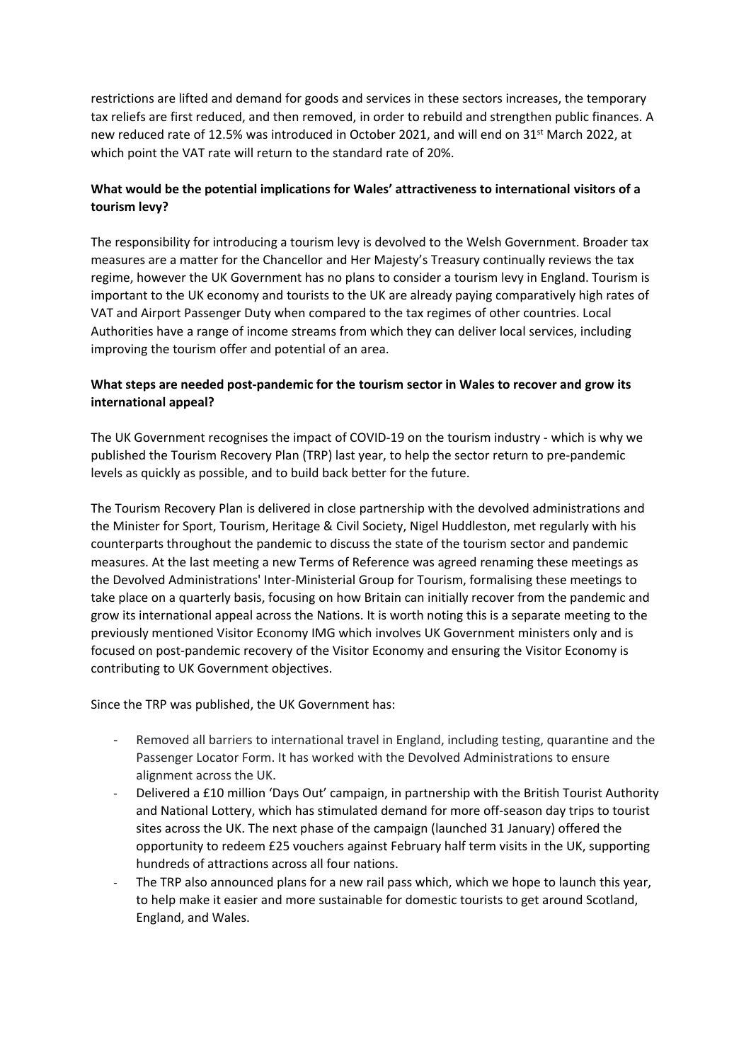restrictions are lifted and demand for goods and services in these sectors increases, the temporary tax reliefs are first reduced, and then removed, in order to rebuild and strengthen public finances. A new reduced rate of 12.5% was introduced in October 2021, and will end on 31st March 2022, at which point the VAT rate will return to the standard rate of 20%.

**What would be the potential implications for Wales' attractiveness to international visitors of a tourism levy?**

The responsibility for introducing a tourism levy is devolved to the Welsh Government. Broader tax measures are a matter for the Chancellor and Her Majesty's Treasury continually reviews the tax regime, however the UK Government has no plans to consider a tourism levy in England. Tourism is important to the UK economy and tourists to the UK are already paying comparatively high rates of VAT and Airport Passenger Duty when compared to the tax regimes of other countries. Local Authorities have a range of income streams from which they can deliver local services, including improving the tourism offer and potential of an area.

**What steps are needed post-pandemic for the tourism sector in Wales to recover and grow its international appeal?**

The UK Government recognises the impact of COVID-19 on the tourism industry - which is why we published the Tourism Recovery Plan (TRP) last year, to help the sector return to pre-pandemic levels as quickly as possible, and to build back better for the future.

The Tourism Recovery Plan is delivered in close partnership with the devolved administrations and the Minister for Sport, Tourism, Heritage & Civil Society, Nigel Huddleston, met regularly with his counterparts throughout the pandemic to discuss the state of the tourism sector and pandemic measures. At the last meeting a new Terms of Reference was agreed renaming these meetings as the Devolved Administrations' Inter-Ministerial Group for Tourism, formalising these meetings to take place on a quarterly basis, focusing on how Britain can initially recover from the pandemic and grow its international appeal across the Nations. It is worth noting this is a separate meeting to the previously mentioned Visitor Economy IMG which involves UK Government ministers only and is focused on post-pandemic recovery of the Visitor Economy and ensuring the Visitor Economy is contributing to UK Government objectives.

Since the TRP was published, the UK Government has:

- Removed all barriers to international travel in England, including testing, quarantine and the Passenger Locator Form. It has worked with the Devolved Administrations to ensure alignment across the UK.
- Delivered a £10 million 'Days Out' campaign, in partnership with the British Tourist Authority and National Lottery, which has stimulated demand for more off-season day trips to tourist sites across the UK. The next phase of the campaign (launched 31 January) offered the opportunity to redeem £25 vouchers against February half term visits in the UK, supporting hundreds of attractions across all four nations.
- The TRP also announced plans for a new rail pass which, which we hope to launch this year, to help make it easier and more sustainable for domestic tourists to get around Scotland, England, and Wales.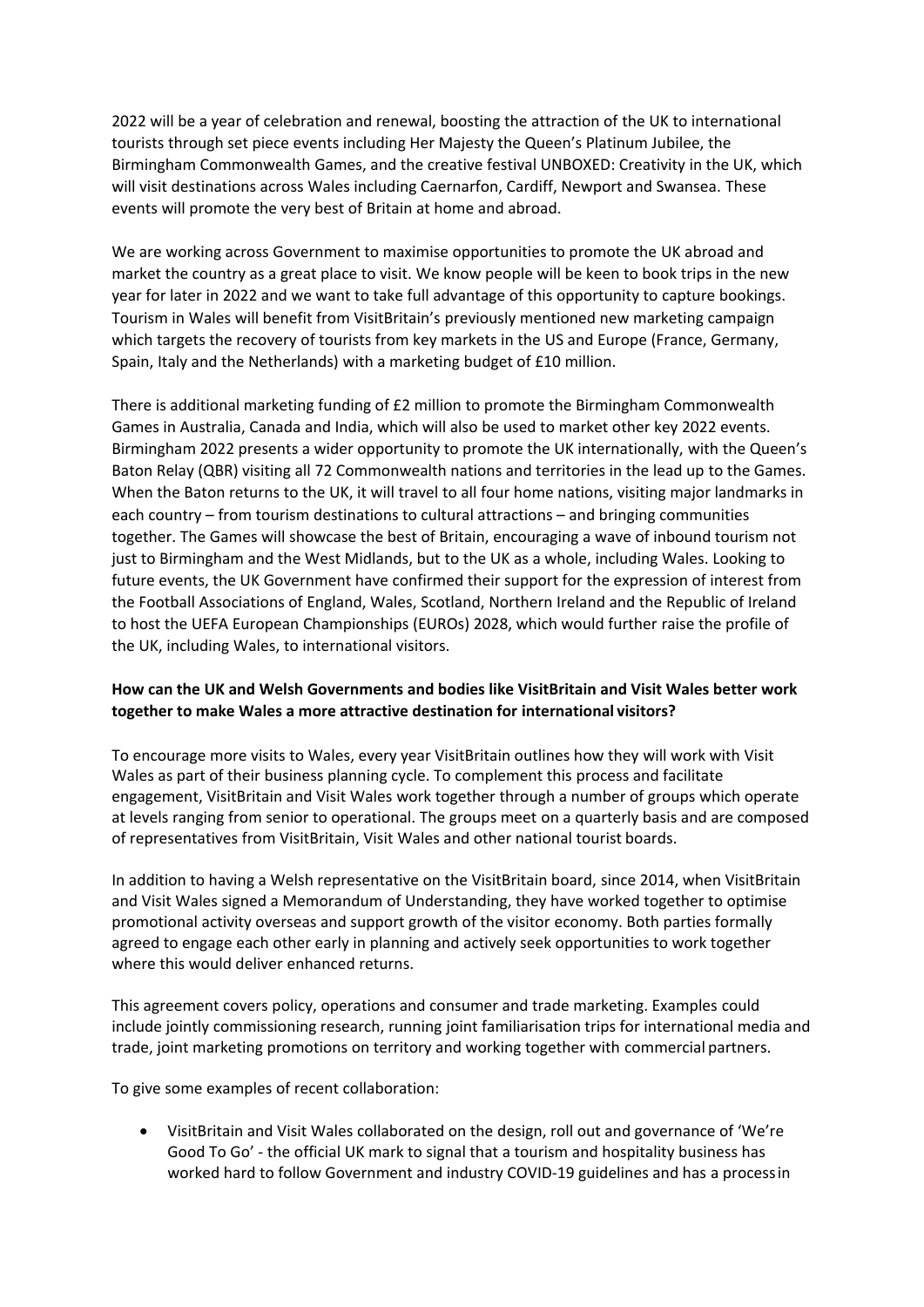2022 will be a year of celebration and renewal, boosting the attraction of the UK to international tourists through set piece events including Her Majesty the Queen's Platinum Jubilee, the Birmingham Commonwealth Games, and the creative festival UNBOXED: Creativity in the UK, which will visit destinations across Wales including Caernarfon, Cardiff, Newport and Swansea. These events will promote the very best of Britain at home and abroad.

We are working across Government to maximise opportunities to promote the UK abroad and market the country as a great place to visit. We know people will be keen to book trips in the new year for later in 2022 and we want to take full advantage of this opportunity to capture bookings. Tourism in Wales will benefit from VisitBritain's previously mentioned new marketing campaign which targets the recovery of tourists from key markets in the US and Europe (France, Germany, Spain, Italy and the Netherlands) with a marketing budget of £10 million.

There is additional marketing funding of £2 million to promote the Birmingham Commonwealth Games in Australia, Canada and India, which will also be used to market other key 2022 events. Birmingham 2022 presents a wider opportunity to promote the UK internationally, with the Queen's Baton Relay (QBR) visiting all 72 Commonwealth nations and territories in the lead up to the Games. When the Baton returns to the UK, it will travel to all four home nations, visiting major landmarks in each country – from tourism destinations to cultural attractions – and bringing communities together. The Games will showcase the best of Britain, encouraging a wave of inbound tourism not just to Birmingham and the West Midlands, but to the UK as a whole, including Wales. Looking to future events, the UK Government have confirmed their support for the expression of interest from the Football Associations of England, Wales, Scotland, Northern Ireland and the Republic of Ireland to host the UEFA European Championships (EUROs) 2028, which would further raise the profile of the UK, including Wales, to international visitors.

**How can the UK and Welsh Governments and bodies like VisitBritain and Visit Wales better work together to make Wales a more attractive destination for international visitors?**

To encourage more visits to Wales, every year VisitBritain outlines how they will work with Visit Wales as part of their business planning cycle. To complement this process and facilitate engagement, VisitBritain and Visit Wales work together through a number of groups which operate at levels ranging from senior to operational. The groups meet on a quarterly basis and are composed of representatives from VisitBritain, Visit Wales and other national tourist boards.

In addition to having a Welsh representative on the VisitBritain board, since 2014, when VisitBritain and Visit Wales signed a Memorandum of Understanding, they have worked together to optimise promotional activity overseas and support growth of the visitor economy. Both parties formally agreed to engage each other early in planning and actively seek opportunities to work together where this would deliver enhanced returns.

This agreement covers policy, operations and consumer and trade marketing. Examples could include jointly commissioning research, running joint familiarisation trips for international media and trade, joint marketing promotions on territory and working together with commercial partners.

To give some examples of recent collaboration:

- VisitBritain and Visit Wales collaborated on the design, roll out and governance of 'We're Good To Go' - the official UK mark to signal that a tourism and hospitality business has worked hard to follow Government and industry COVID-19 guidelines and has a process in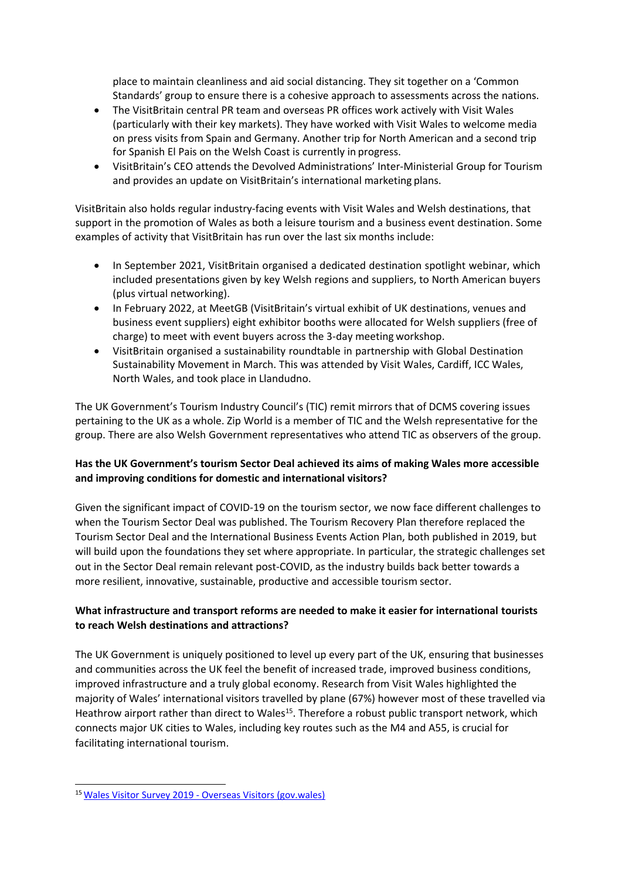place to maintain cleanliness and aid social distancing. They sit together on a 'Common Standards' group to ensure there is a cohesive approach to assessments across the nations.

- The VisitBritain central PR team and overseas PR offices work actively with Visit Wales (particularly with their key markets). They have worked with Visit Wales to welcome media on press visits from Spain and Germany. Another trip for North American and a second trip for Spanish El Pais on the Welsh Coast is currently in progress.
- VisitBritain's CEO attends the Devolved Administrations' Inter-Ministerial Group for Tourism and provides an update on VisitBritain's international marketing plans.

VisitBritain also holds regular industry-facing events with Visit Wales and Welsh destinations, that support in the promotion of Wales as both a leisure tourism and a business event destination. Some examples of activity that VisitBritain has run over the last six months include:

- In September 2021, VisitBritain organised a dedicated destination spotlight webinar, which included presentations given by key Welsh regions and suppliers, to North American buyers (plus virtual networking).
- In February 2022, at MeetGB (VisitBritain's virtual exhibit of UK destinations, venues and business event suppliers) eight exhibitor booths were allocated for Welsh suppliers (free of charge) to meet with event buyers across the 3-day meeting workshop.
- VisitBritain organised a sustainability roundtable in partnership with Global Destination Sustainability Movement in March. This was attended by Visit Wales, Cardiff, ICC Wales, North Wales, and took place in Llandudno.

The UK Government's Tourism Industry Council's (TIC) remit mirrors that of DCMS covering issues pertaining to the UK as a whole. Zip World is a member of TIC and the Welsh representative for the group. There are also Welsh Government representatives who attend TIC as observers of the group.

**Has the UK Government's tourism Sector Deal achieved its aims of making Wales more accessible and improving conditions for domestic and international visitors?**

Given the significant impact of COVID-19 on the tourism sector, we now face different challenges to when the Tourism Sector Deal was published. The Tourism Recovery Plan therefore replaced the Tourism Sector Deal and the International Business Events Action Plan, both published in 2019, but will build upon the foundations they set where appropriate. In particular, the strategic challenges set out in the Sector Deal remain relevant post-COVID, as the industry builds back better towards a more resilient, innovative, sustainable, productive and accessible tourism sector.

**What infrastructure and transport reforms are needed to make it easier for international tourists to reach Welsh destinations and attractions?**

The UK Government is uniquely positioned to level up every part of the UK, ensuring that businesses and communities across the UK feel the benefit of increased trade, improved business conditions, improved infrastructure and a truly global economy. Research from Visit Wales highlighted the majority of Wales' international visitors travelled by plane (67%) however most of these travelled via Heathrow airport rather than direct to Wales[15]. Therefore a robust public transport network, which connects major UK cities to Wales, including key routes such as the M4 and A55, is crucial for facilitating international tourism.

[15] Wales Visitor Survey 2019 - Overseas Visitors (gov.wales)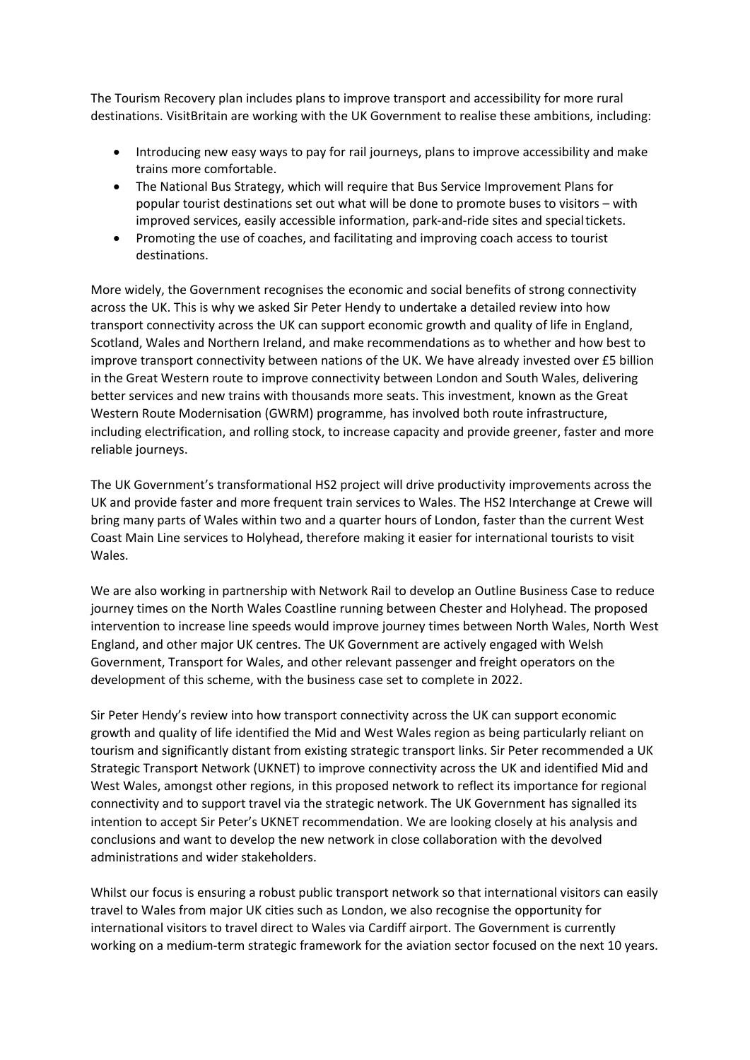The Tourism Recovery plan includes plans to improve transport and accessibility for more rural destinations. VisitBritain are working with the UK Government to realise these ambitions, including:

- Introducing new easy ways to pay for rail journeys, plans to improve accessibility and make trains more comfortable.
- The National Bus Strategy, which will require that Bus Service Improvement Plans for popular tourist destinations set out what will be done to promote buses to visitors – with improved services, easily accessible information, park-and-ride sites and special tickets.
- Promoting the use of coaches, and facilitating and improving coach access to tourist destinations.

More widely, the Government recognises the economic and social benefits of strong connectivity across the UK. This is why we asked Sir Peter Hendy to undertake a detailed review into how transport connectivity across the UK can support economic growth and quality of life in England, Scotland, Wales and Northern Ireland, and make recommendations as to whether and how best to improve transport connectivity between nations of the UK. We have already invested over £5 billion in the Great Western route to improve connectivity between London and South Wales, delivering better services and new trains with thousands more seats. This investment, known as the Great Western Route Modernisation (GWRM) programme, has involved both route infrastructure, including electrification, and rolling stock, to increase capacity and provide greener, faster and more reliable journeys.

The UK Government's transformational HS2 project will drive productivity improvements across the UK and provide faster and more frequent train services to Wales. The HS2 Interchange at Crewe will bring many parts of Wales within two and a quarter hours of London, faster than the current West Coast Main Line services to Holyhead, therefore making it easier for international tourists to visit Wales.

We are also working in partnership with Network Rail to develop an Outline Business Case to reduce journey times on the North Wales Coastline running between Chester and Holyhead. The proposed intervention to increase line speeds would improve journey times between North Wales, North West England, and other major UK centres. The UK Government are actively engaged with Welsh Government, Transport for Wales, and other relevant passenger and freight operators on the development of this scheme, with the business case set to complete in 2022.

Sir Peter Hendy's review into how transport connectivity across the UK can support economic growth and quality of life identified the Mid and West Wales region as being particularly reliant on tourism and significantly distant from existing strategic transport links. Sir Peter recommended a UK Strategic Transport Network (UKNET) to improve connectivity across the UK and identified Mid and West Wales, amongst other regions, in this proposed network to reflect its importance for regional connectivity and to support travel via the strategic network. The UK Government has signalled its intention to accept Sir Peter's UKNET recommendation. We are looking closely at his analysis and conclusions and want to develop the new network in close collaboration with the devolved administrations and wider stakeholders.

Whilst our focus is ensuring a robust public transport network so that international visitors can easily travel to Wales from major UK cities such as London, we also recognise the opportunity for international visitors to travel direct to Wales via Cardiff airport. The Government is currently working on a medium-term strategic framework for the aviation sector focused on the next 10 years.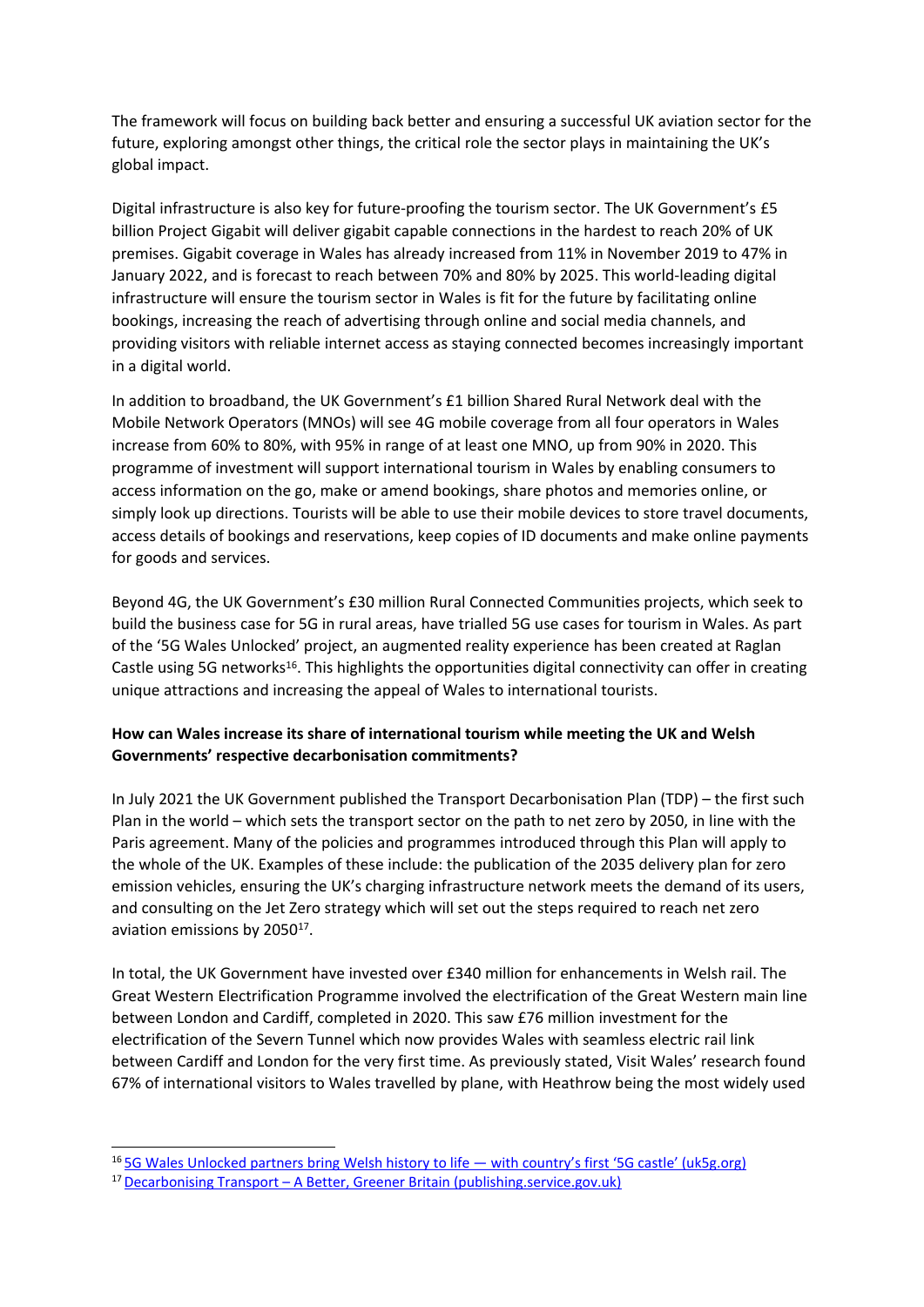The framework will focus on building back better and ensuring a successful UK aviation sector for the future, exploring amongst other things, the critical role the sector plays in maintaining the UK's global impact.

Digital infrastructure is also key for future-proofing the tourism sector. The UK Government's £5 billion Project Gigabit will deliver gigabit capable connections in the hardest to reach 20% of UK premises. Gigabit coverage in Wales has already increased from 11% in November 2019 to 47% in January 2022, and is forecast to reach between 70% and 80% by 2025. This world-leading digital infrastructure will ensure the tourism sector in Wales is fit for the future by facilitating online bookings, increasing the reach of advertising through online and social media channels, and providing visitors with reliable internet access as staying connected becomes increasingly important in a digital world.

In addition to broadband, the UK Government's £1 billion Shared Rural Network deal with the Mobile Network Operators (MNOs) will see 4G mobile coverage from all four operators in Wales increase from 60% to 80%, with 95% in range of at least one MNO, up from 90% in 2020. This programme of investment will support international tourism in Wales by enabling consumers to access information on the go, make or amend bookings, share photos and memories online, or simply look up directions. Tourists will be able to use their mobile devices to store travel documents, access details of bookings and reservations, keep copies of ID documents and make online payments for goods and services.

Beyond 4G, the UK Government's £30 million Rural Connected Communities projects, which seek to build the business case for 5G in rural areas, have trialled 5G use cases for tourism in Wales. As part of the '5G Wales Unlocked' project, an augmented reality experience has been created at Raglan Castle using 5G networks[16]. This highlights the opportunities digital connectivity can offer in creating unique attractions and increasing the appeal of Wales to international tourists.

**How can Wales increase its share of international tourism while meeting the UK and Welsh Governments' respective decarbonisation commitments?**

In July 2021 the UK Government published the Transport Decarbonisation Plan (TDP) – the first such Plan in the world – which sets the transport sector on the path to net zero by 2050, in line with the Paris agreement. Many of the policies and programmes introduced through this Plan will apply to the whole of the UK. Examples of these include: the publication of the 2035 delivery plan for zero emission vehicles, ensuring the UK's charging infrastructure network meets the demand of its users, and consulting on the Jet Zero strategy which will set out the steps required to reach net zero aviation emissions by 2050[17].

In total, the UK Government have invested over £340 million for enhancements in Welsh rail. The Great Western Electrification Programme involved the electrification of the Great Western main line between London and Cardiff, completed in 2020. This saw £76 million investment for the electrification of the Severn Tunnel which now provides Wales with seamless electric rail link between Cardiff and London for the very first time. As previously stated, Visit Wales' research found 67% of international visitors to Wales travelled by plane, with Heathrow being the most widely used

---

[16] 5G Wales Unlocked partners bring Welsh history to life — with country's first '5G castle' (uk5g.org)

[17] Decarbonising Transport – A Better, Greener Britain (publishing.service.gov.uk)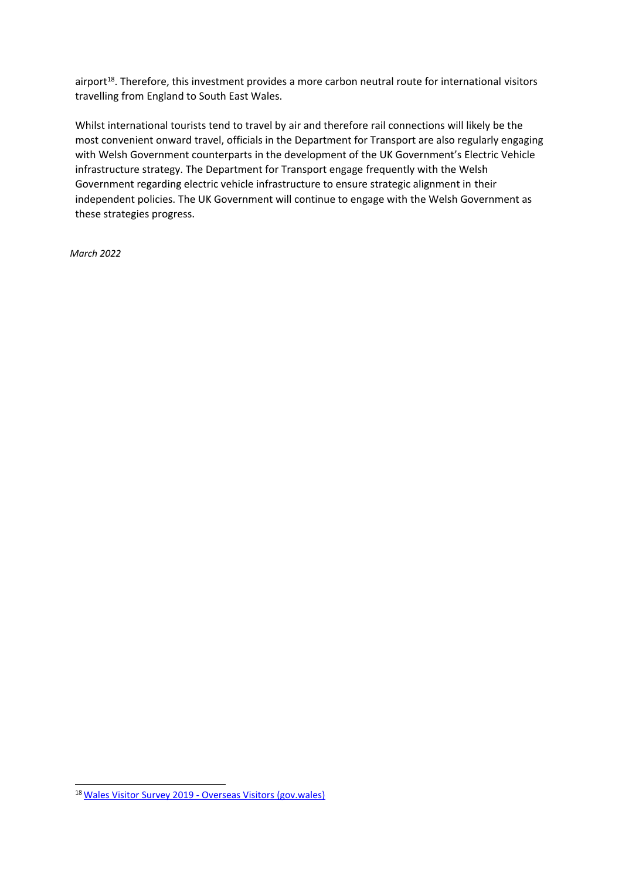airport[18]. Therefore, this investment provides a more carbon neutral route for international visitors travelling from England to South East Wales.

Whilst international tourists tend to travel by air and therefore rail connections will likely be the most convenient onward travel, officials in the Department for Transport are also regularly engaging with Welsh Government counterparts in the development of the UK Government's Electric Vehicle infrastructure strategy. The Department for Transport engage frequently with the Welsh Government regarding electric vehicle infrastructure to ensure strategic alignment in their independent policies. The UK Government will continue to engage with the Welsh Government as these strategies progress.

*March 2022*

---

[18] Wales Visitor Survey 2019 - Overseas Visitors (gov.wales)